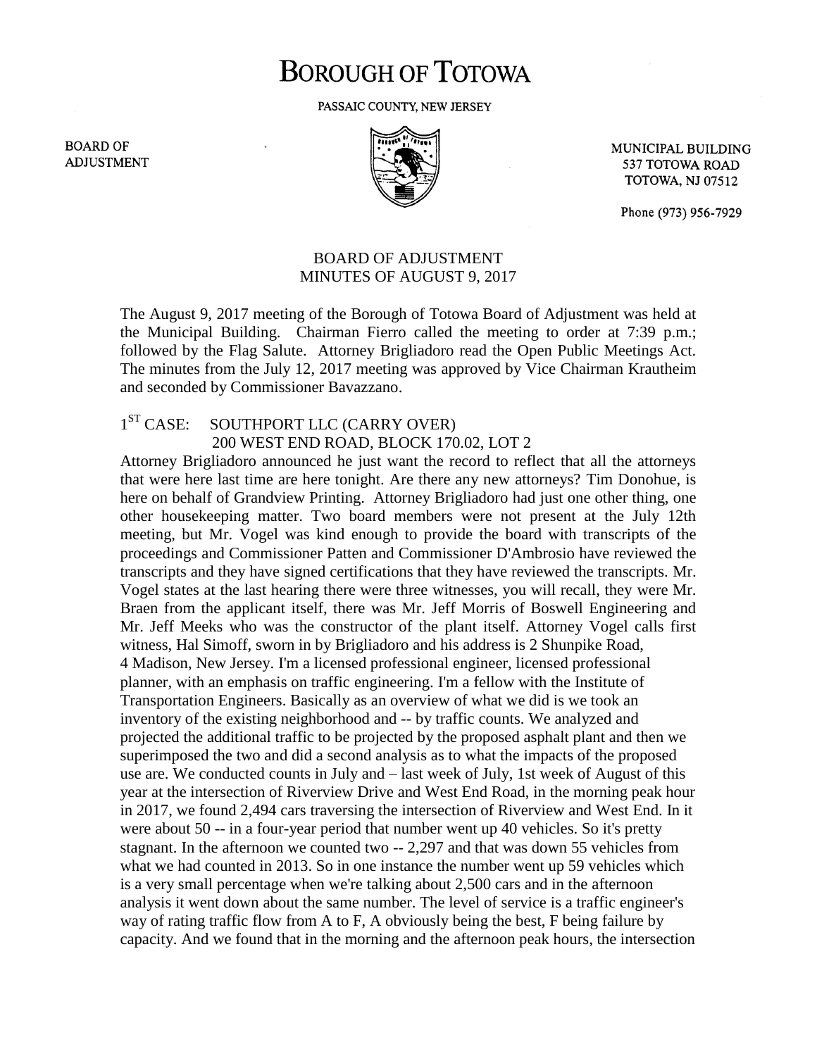# BOROUGH OF TOTOWA

PASSAIC COUNTY, NEW JERSEY

BOARD OF ADJUSTMENT

MUNICIPAL BUILDING
537 TOTOWA ROAD
TOTOWA, NJ 07512

Phone (973) 956-7929

## BOARD OF ADJUSTMENT
## MINUTES OF AUGUST 9, 2017

The August 9, 2017 meeting of the Borough of Totowa Board of Adjustment was held at the Municipal Building. Chairman Fierro called the meeting to order at 7:39 p.m.; followed by the Flag Salute. Attorney Brigliadoro read the Open Public Meetings Act. The minutes from the July 12, 2017 meeting was approved by Vice Chairman Krautheim and seconded by Commissioner Bavazzano.

1ST CASE: SOUTHPORT LLC (CARRY OVER)
200 WEST END ROAD, BLOCK 170.02, LOT 2

Attorney Brigliadoro announced he just want the record to reflect that all the attorneys that were here last time are here tonight. Are there any new attorneys? Tim Donohue, is here on behalf of Grandview Printing. Attorney Brigliadoro had just one other thing, one other housekeeping matter. Two board members were not present at the July 12th meeting, but Mr. Vogel was kind enough to provide the board with transcripts of the proceedings and Commissioner Patten and Commissioner D'Ambrosio have reviewed the transcripts and they have signed certifications that they have reviewed the transcripts. Mr. Vogel states at the last hearing there were three witnesses, you will recall, they were Mr. Braen from the applicant itself, there was Mr. Jeff Morris of Boswell Engineering and Mr. Jeff Meeks who was the constructor of the plant itself. Attorney Vogel calls first witness, Hal Simoff, sworn in by Brigliadoro and his address is 2 Shunpike Road, 4 Madison, New Jersey. I'm a licensed professional engineer, licensed professional planner, with an emphasis on traffic engineering. I'm a fellow with the Institute of Transportation Engineers. Basically as an overview of what we did is we took an inventory of the existing neighborhood and -- by traffic counts. We analyzed and projected the additional traffic to be projected by the proposed asphalt plant and then we superimposed the two and did a second analysis as to what the impacts of the proposed use are. We conducted counts in July and – last week of July, 1st week of August of this year at the intersection of Riverview Drive and West End Road, in the morning peak hour in 2017, we found 2,494 cars traversing the intersection of Riverview and West End. In it were about 50 -- in a four-year period that number went up 40 vehicles. So it's pretty stagnant. In the afternoon we counted two -- 2,297 and that was down 55 vehicles from what we had counted in 2013. So in one instance the number went up 59 vehicles which is a very small percentage when we're talking about 2,500 cars and in the afternoon analysis it went down about the same number. The level of service is a traffic engineer's way of rating traffic flow from A to F, A obviously being the best, F being failure by capacity. And we found that in the morning and the afternoon peak hours, the intersection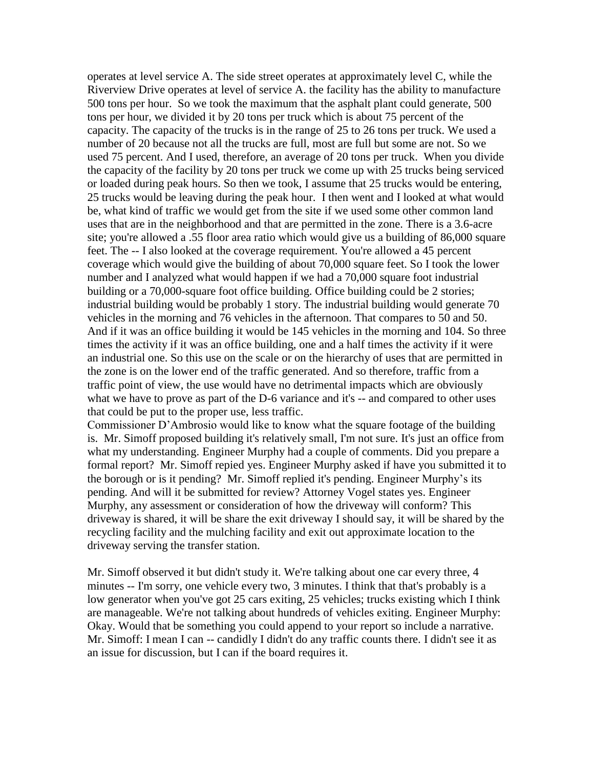operates at level service A. The side street operates at approximately level C, while the Riverview Drive operates at level of service A. the facility has the ability to manufacture 500 tons per hour. So we took the maximum that the asphalt plant could generate, 500 tons per hour, we divided it by 20 tons per truck which is about 75 percent of the capacity. The capacity of the trucks is in the range of 25 to 26 tons per truck. We used a number of 20 because not all the trucks are full, most are full but some are not. So we used 75 percent. And I used, therefore, an average of 20 tons per truck. When you divide the capacity of the facility by 20 tons per truck we come up with 25 trucks being serviced or loaded during peak hours. So then we took, I assume that 25 trucks would be entering, 25 trucks would be leaving during the peak hour. I then went and I looked at what would be, what kind of traffic we would get from the site if we used some other common land uses that are in the neighborhood and that are permitted in the zone. There is a 3.6-acre site; you're allowed a .55 floor area ratio which would give us a building of 86,000 square feet. The -- I also looked at the coverage requirement. You're allowed a 45 percent coverage which would give the building of about 70,000 square feet. So I took the lower number and I analyzed what would happen if we had a 70,000 square foot industrial building or a 70,000-square foot office building. Office building could be 2 stories; industrial building would be probably 1 story. The industrial building would generate 70 vehicles in the morning and 76 vehicles in the afternoon. That compares to 50 and 50. And if it was an office building it would be 145 vehicles in the morning and 104. So three times the activity if it was an office building, one and a half times the activity if it were an industrial one. So this use on the scale or on the hierarchy of uses that are permitted in the zone is on the lower end of the traffic generated. And so therefore, traffic from a traffic point of view, the use would have no detrimental impacts which are obviously what we have to prove as part of the D-6 variance and it's -- and compared to other uses that could be put to the proper use, less traffic.

Commissioner D'Ambrosio would like to know what the square footage of the building is. Mr. Simoff proposed building it's relatively small, I'm not sure. It's just an office from what my understanding. Engineer Murphy had a couple of comments. Did you prepare a formal report? Mr. Simoff repied yes. Engineer Murphy asked if have you submitted it to the borough or is it pending? Mr. Simoff replied it's pending. Engineer Murphy's its pending. And will it be submitted for review? Attorney Vogel states yes. Engineer Murphy, any assessment or consideration of how the driveway will conform? This driveway is shared, it will be share the exit driveway I should say, it will be shared by the recycling facility and the mulching facility and exit out approximate location to the driveway serving the transfer station.

Mr. Simoff observed it but didn't study it. We're talking about one car every three, 4 minutes -- I'm sorry, one vehicle every two, 3 minutes. I think that that's probably is a low generator when you've got 25 cars exiting, 25 vehicles; trucks existing which I think are manageable. We're not talking about hundreds of vehicles exiting. Engineer Murphy: Okay. Would that be something you could append to your report so include a narrative. Mr. Simoff: I mean I can -- candidly I didn't do any traffic counts there. I didn't see it as an issue for discussion, but I can if the board requires it.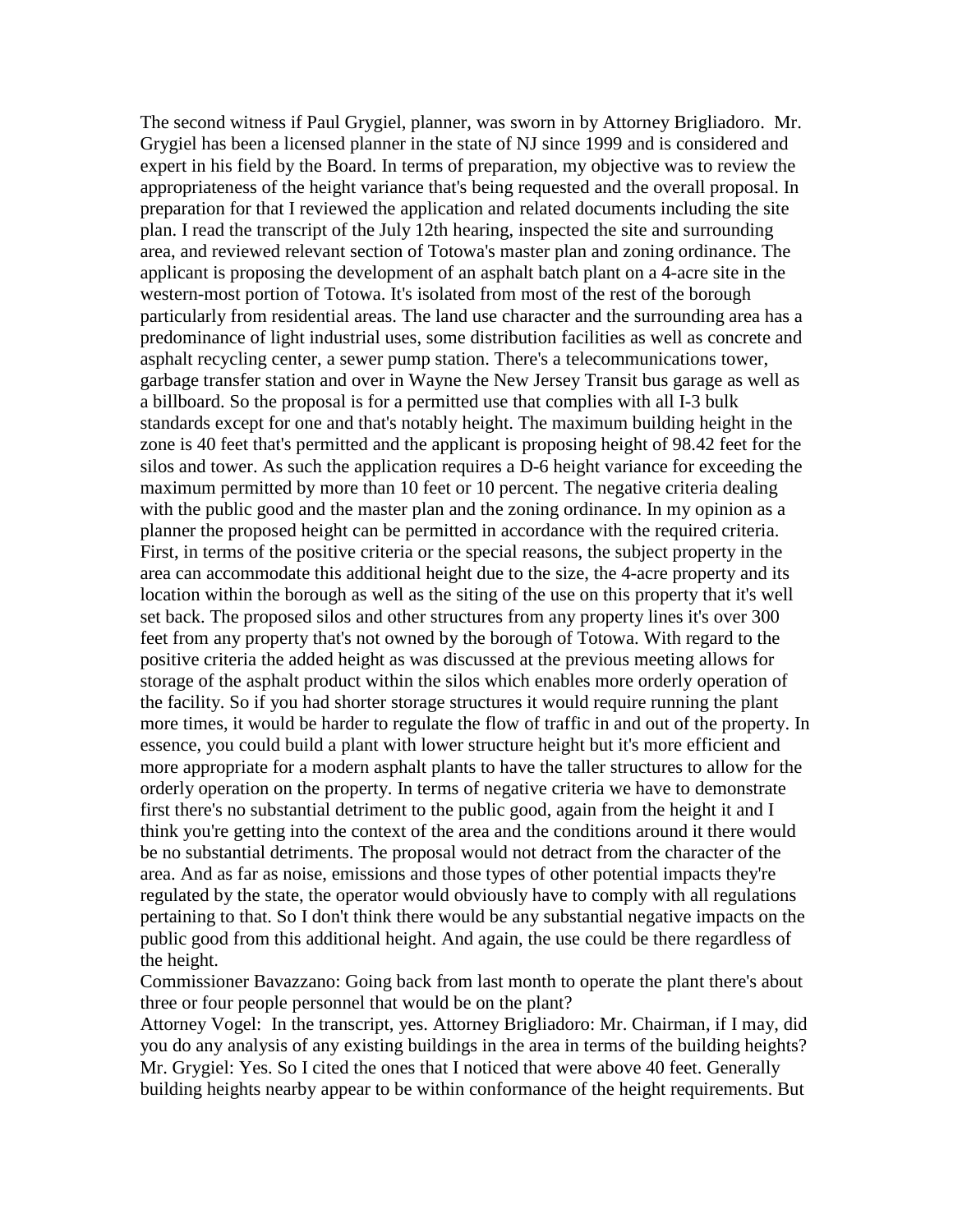The second witness if Paul Grygiel, planner, was sworn in by Attorney Brigliadoro. Mr. Grygiel has been a licensed planner in the state of NJ since 1999 and is considered and expert in his field by the Board. In terms of preparation, my objective was to review the appropriateness of the height variance that's being requested and the overall proposal. In preparation for that I reviewed the application and related documents including the site plan. I read the transcript of the July 12th hearing, inspected the site and surrounding area, and reviewed relevant section of Totowa's master plan and zoning ordinance. The applicant is proposing the development of an asphalt batch plant on a 4-acre site in the western-most portion of Totowa. It's isolated from most of the rest of the borough particularly from residential areas. The land use character and the surrounding area has a predominance of light industrial uses, some distribution facilities as well as concrete and asphalt recycling center, a sewer pump station. There's a telecommunications tower, garbage transfer station and over in Wayne the New Jersey Transit bus garage as well as a billboard. So the proposal is for a permitted use that complies with all I-3 bulk standards except for one and that's notably height. The maximum building height in the zone is 40 feet that's permitted and the applicant is proposing height of 98.42 feet for the silos and tower. As such the application requires a D-6 height variance for exceeding the maximum permitted by more than 10 feet or 10 percent. The negative criteria dealing with the public good and the master plan and the zoning ordinance. In my opinion as a planner the proposed height can be permitted in accordance with the required criteria. First, in terms of the positive criteria or the special reasons, the subject property in the area can accommodate this additional height due to the size, the 4-acre property and its location within the borough as well as the siting of the use on this property that it's well set back. The proposed silos and other structures from any property lines it's over 300 feet from any property that's not owned by the borough of Totowa. With regard to the positive criteria the added height as was discussed at the previous meeting allows for storage of the asphalt product within the silos which enables more orderly operation of the facility. So if you had shorter storage structures it would require running the plant more times, it would be harder to regulate the flow of traffic in and out of the property. In essence, you could build a plant with lower structure height but it's more efficient and more appropriate for a modern asphalt plants to have the taller structures to allow for the orderly operation on the property. In terms of negative criteria we have to demonstrate first there's no substantial detriment to the public good, again from the height it and I think you're getting into the context of the area and the conditions around it there would be no substantial detriments. The proposal would not detract from the character of the area. And as far as noise, emissions and those types of other potential impacts they're regulated by the state, the operator would obviously have to comply with all regulations pertaining to that. So I don't think there would be any substantial negative impacts on the public good from this additional height. And again, the use could be there regardless of the height.

Commissioner Bavazzano: Going back from last month to operate the plant there's about three or four people personnel that would be on the plant?

Attorney Vogel: In the transcript, yes. Attorney Brigliadoro: Mr. Chairman, if I may, did you do any analysis of any existing buildings in the area in terms of the building heights?

Mr. Grygiel: Yes. So I cited the ones that I noticed that were above 40 feet. Generally building heights nearby appear to be within conformance of the height requirements. But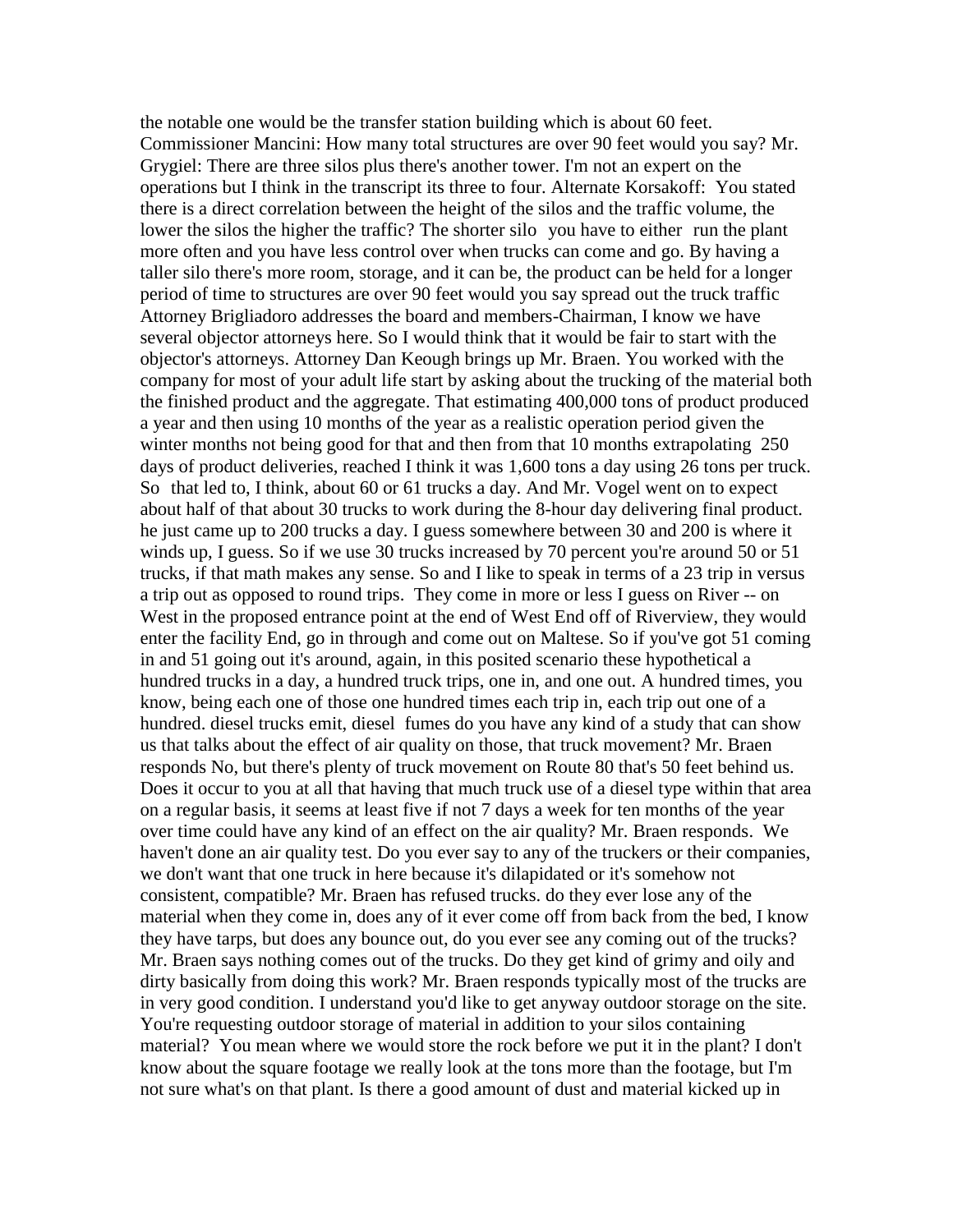the notable one would be the transfer station building which is about 60 feet. Commissioner Mancini: How many total structures are over 90 feet would you say? Mr. Grygiel: There are three silos plus there's another tower. I'm not an expert on the operations but I think in the transcript its three to four. Alternate Korsakoff: You stated there is a direct correlation between the height of the silos and the traffic volume, the lower the silos the higher the traffic? The shorter silo you have to either run the plant more often and you have less control over when trucks can come and go. By having a taller silo there's more room, storage, and it can be, the product can be held for a longer period of time to structures are over 90 feet would you say spread out the truck traffic Attorney Brigliadoro addresses the board and members-Chairman, I know we have several objector attorneys here. So I would think that it would be fair to start with the objector's attorneys. Attorney Dan Keough brings up Mr. Braen. You worked with the company for most of your adult life start by asking about the trucking of the material both the finished product and the aggregate. That estimating 400,000 tons of product produced a year and then using 10 months of the year as a realistic operation period given the winter months not being good for that and then from that 10 months extrapolating 250 days of product deliveries, reached I think it was 1,600 tons a day using 26 tons per truck. So that led to, I think, about 60 or 61 trucks a day. And Mr. Vogel went on to expect about half of that about 30 trucks to work during the 8-hour day delivering final product. he just came up to 200 trucks a day. I guess somewhere between 30 and 200 is where it winds up, I guess. So if we use 30 trucks increased by 70 percent you're around 50 or 51 trucks, if that math makes any sense. So and I like to speak in terms of a 23 trip in versus a trip out as opposed to round trips. They come in more or less I guess on River -- on West in the proposed entrance point at the end of West End off of Riverview, they would enter the facility End, go in through and come out on Maltese. So if you've got 51 coming in and 51 going out it's around, again, in this posited scenario these hypothetical a hundred trucks in a day, a hundred truck trips, one in, and one out. A hundred times, you know, being each one of those one hundred times each trip in, each trip out one of a hundred. diesel trucks emit, diesel fumes do you have any kind of a study that can show us that talks about the effect of air quality on those, that truck movement? Mr. Braen responds No, but there's plenty of truck movement on Route 80 that's 50 feet behind us. Does it occur to you at all that having that much truck use of a diesel type within that area on a regular basis, it seems at least five if not 7 days a week for ten months of the year over time could have any kind of an effect on the air quality? Mr. Braen responds. We haven't done an air quality test. Do you ever say to any of the truckers or their companies, we don't want that one truck in here because it's dilapidated or it's somehow not consistent, compatible? Mr. Braen has refused trucks. do they ever lose any of the material when they come in, does any of it ever come off from back from the bed, I know they have tarps, but does any bounce out, do you ever see any coming out of the trucks? Mr. Braen says nothing comes out of the trucks. Do they get kind of grimy and oily and dirty basically from doing this work? Mr. Braen responds typically most of the trucks are in very good condition. I understand you'd like to get anyway outdoor storage on the site. You're requesting outdoor storage of material in addition to your silos containing material? You mean where we would store the rock before we put it in the plant? I don't know about the square footage we really look at the tons more than the footage, but I'm not sure what's on that plant. Is there a good amount of dust and material kicked up in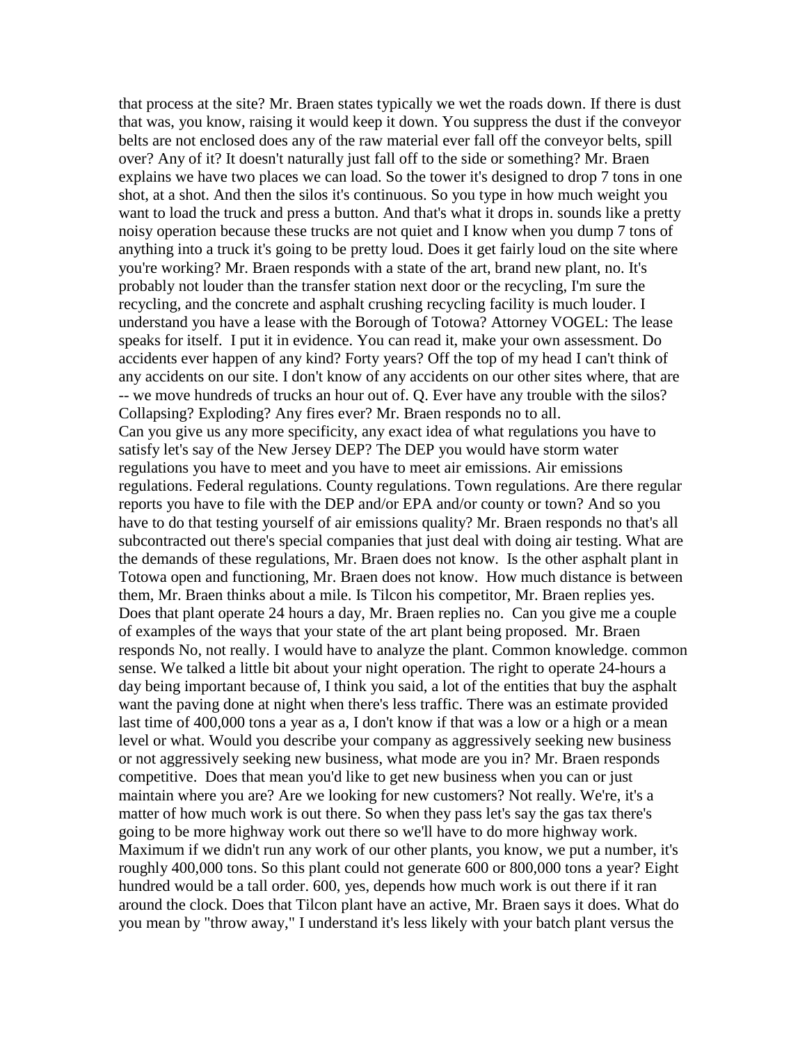that process at the site? Mr. Braen states typically we wet the roads down. If there is dust that was, you know, raising it would keep it down. You suppress the dust if the conveyor belts are not enclosed does any of the raw material ever fall off the conveyor belts, spill over? Any of it? It doesn't naturally just fall off to the side or something? Mr. Braen explains we have two places we can load. So the tower it's designed to drop 7 tons in one shot, at a shot. And then the silos it's continuous. So you type in how much weight you want to load the truck and press a button. And that's what it drops in. sounds like a pretty noisy operation because these trucks are not quiet and I know when you dump 7 tons of anything into a truck it's going to be pretty loud. Does it get fairly loud on the site where you're working? Mr. Braen responds with a state of the art, brand new plant, no. It's probably not louder than the transfer station next door or the recycling, I'm sure the recycling, and the concrete and asphalt crushing recycling facility is much louder. I understand you have a lease with the Borough of Totowa? Attorney VOGEL: The lease speaks for itself. I put it in evidence. You can read it, make your own assessment. Do accidents ever happen of any kind? Forty years? Off the top of my head I can't think of any accidents on our site. I don't know of any accidents on our other sites where, that are -- we move hundreds of trucks an hour out of. Q. Ever have any trouble with the silos? Collapsing? Exploding? Any fires ever? Mr. Braen responds no to all.

Can you give us any more specificity, any exact idea of what regulations you have to satisfy let's say of the New Jersey DEP? The DEP you would have storm water regulations you have to meet and you have to meet air emissions. Air emissions regulations. Federal regulations. County regulations. Town regulations. Are there regular reports you have to file with the DEP and/or EPA and/or county or town? And so you have to do that testing yourself of air emissions quality? Mr. Braen responds no that's all subcontracted out there's special companies that just deal with doing air testing. What are the demands of these regulations, Mr. Braen does not know. Is the other asphalt plant in Totowa open and functioning, Mr. Braen does not know. How much distance is between them, Mr. Braen thinks about a mile. Is Tilcon his competitor, Mr. Braen replies yes. Does that plant operate 24 hours a day, Mr. Braen replies no. Can you give me a couple of examples of the ways that your state of the art plant being proposed. Mr. Braen responds No, not really. I would have to analyze the plant. Common knowledge. common sense. We talked a little bit about your night operation. The right to operate 24-hours a day being important because of, I think you said, a lot of the entities that buy the asphalt want the paving done at night when there's less traffic. There was an estimate provided last time of 400,000 tons a year as a, I don't know if that was a low or a high or a mean level or what. Would you describe your company as aggressively seeking new business or not aggressively seeking new business, what mode are you in? Mr. Braen responds competitive. Does that mean you'd like to get new business when you can or just maintain where you are? Are we looking for new customers? Not really. We're, it's a matter of how much work is out there. So when they pass let's say the gas tax there's going to be more highway work out there so we'll have to do more highway work. Maximum if we didn't run any work of our other plants, you know, we put a number, it's roughly 400,000 tons. So this plant could not generate 600 or 800,000 tons a year? Eight hundred would be a tall order. 600, yes, depends how much work is out there if it ran around the clock. Does that Tilcon plant have an active, Mr. Braen says it does. What do you mean by "throw away," I understand it's less likely with your batch plant versus the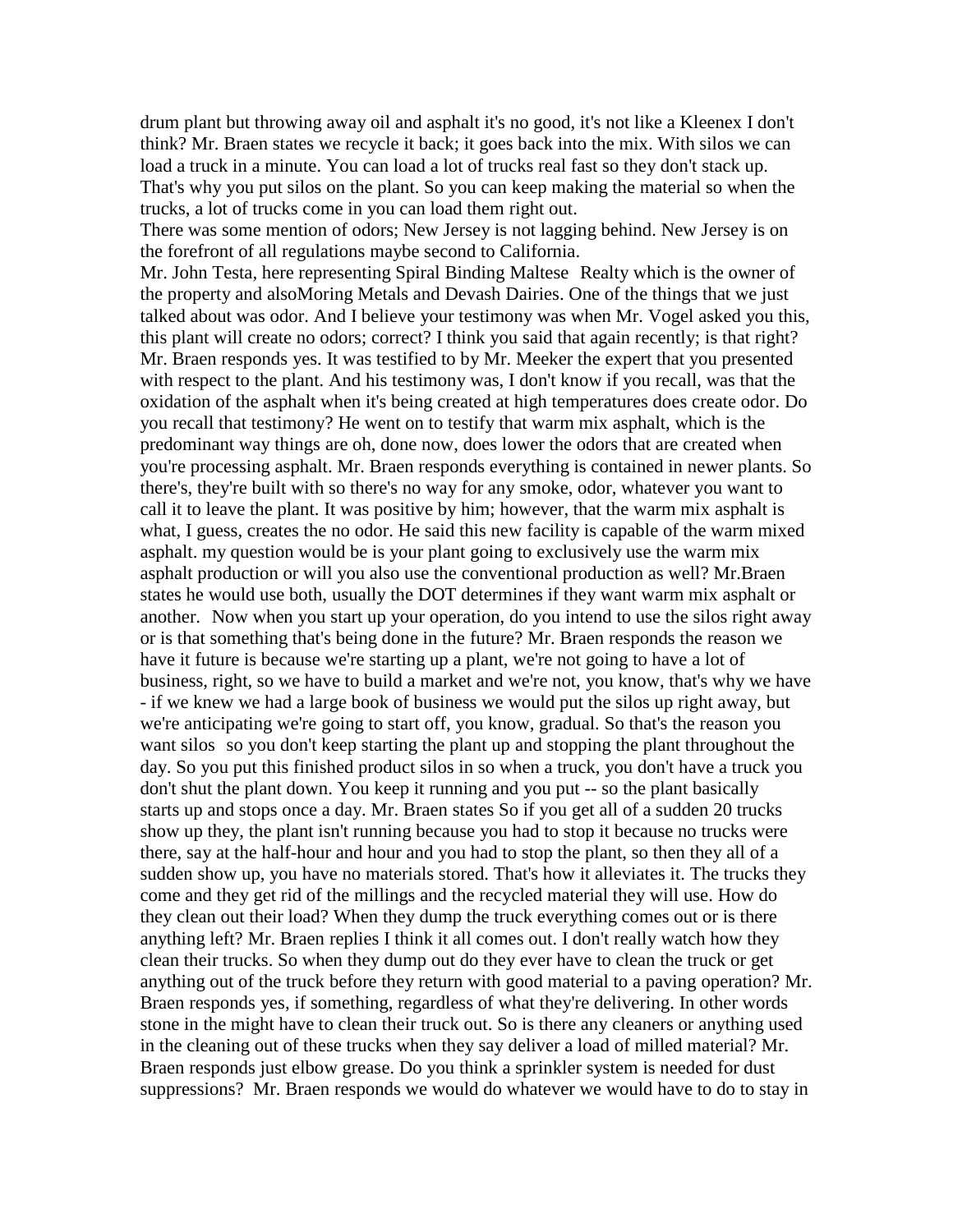drum plant but throwing away oil and asphalt it's no good, it's not like a Kleenex I don't think? Mr. Braen states we recycle it back; it goes back into the mix. With silos we can load a truck in a minute. You can load a lot of trucks real fast so they don't stack up. That's why you put silos on the plant. So you can keep making the material so when the trucks, a lot of trucks come in you can load them right out.

There was some mention of odors; New Jersey is not lagging behind. New Jersey is on the forefront of all regulations maybe second to California.

Mr. John Testa, here representing Spiral Binding Maltese Realty which is the owner of the property and alsoMoring Metals and Devash Dairies. One of the things that we just talked about was odor. And I believe your testimony was when Mr. Vogel asked you this, this plant will create no odors; correct? I think you said that again recently; is that right? Mr. Braen responds yes. It was testified to by Mr. Meeker the expert that you presented with respect to the plant. And his testimony was, I don't know if you recall, was that the oxidation of the asphalt when it's being created at high temperatures does create odor. Do you recall that testimony? He went on to testify that warm mix asphalt, which is the predominant way things are oh, done now, does lower the odors that are created when you're processing asphalt. Mr. Braen responds everything is contained in newer plants. So there's, they're built with so there's no way for any smoke, odor, whatever you want to call it to leave the plant. It was positive by him; however, that the warm mix asphalt is what, I guess, creates the no odor. He said this new facility is capable of the warm mixed asphalt. my question would be is your plant going to exclusively use the warm mix asphalt production or will you also use the conventional production as well? Mr.Braen states he would use both, usually the DOT determines if they want warm mix asphalt or another. Now when you start up your operation, do you intend to use the silos right away or is that something that's being done in the future? Mr. Braen responds the reason we have it future is because we're starting up a plant, we're not going to have a lot of business, right, so we have to build a market and we're not, you know, that's why we have - if we knew we had a large book of business we would put the silos up right away, but we're anticipating we're going to start off, you know, gradual. So that's the reason you want silos so you don't keep starting the plant up and stopping the plant throughout the day. So you put this finished product silos in so when a truck, you don't have a truck you don't shut the plant down. You keep it running and you put -- so the plant basically starts up and stops once a day. Mr. Braen states So if you get all of a sudden 20 trucks show up they, the plant isn't running because you had to stop it because no trucks were there, say at the half-hour and hour and you had to stop the plant, so then they all of a sudden show up, you have no materials stored. That's how it alleviates it. The trucks they come and they get rid of the millings and the recycled material they will use. How do they clean out their load? When they dump the truck everything comes out or is there anything left? Mr. Braen replies I think it all comes out. I don't really watch how they clean their trucks. So when they dump out do they ever have to clean the truck or get anything out of the truck before they return with good material to a paving operation? Mr. Braen responds yes, if something, regardless of what they're delivering. In other words stone in the might have to clean their truck out. So is there any cleaners or anything used in the cleaning out of these trucks when they say deliver a load of milled material? Mr. Braen responds just elbow grease. Do you think a sprinkler system is needed for dust suppressions? Mr. Braen responds we would do whatever we would have to do to stay in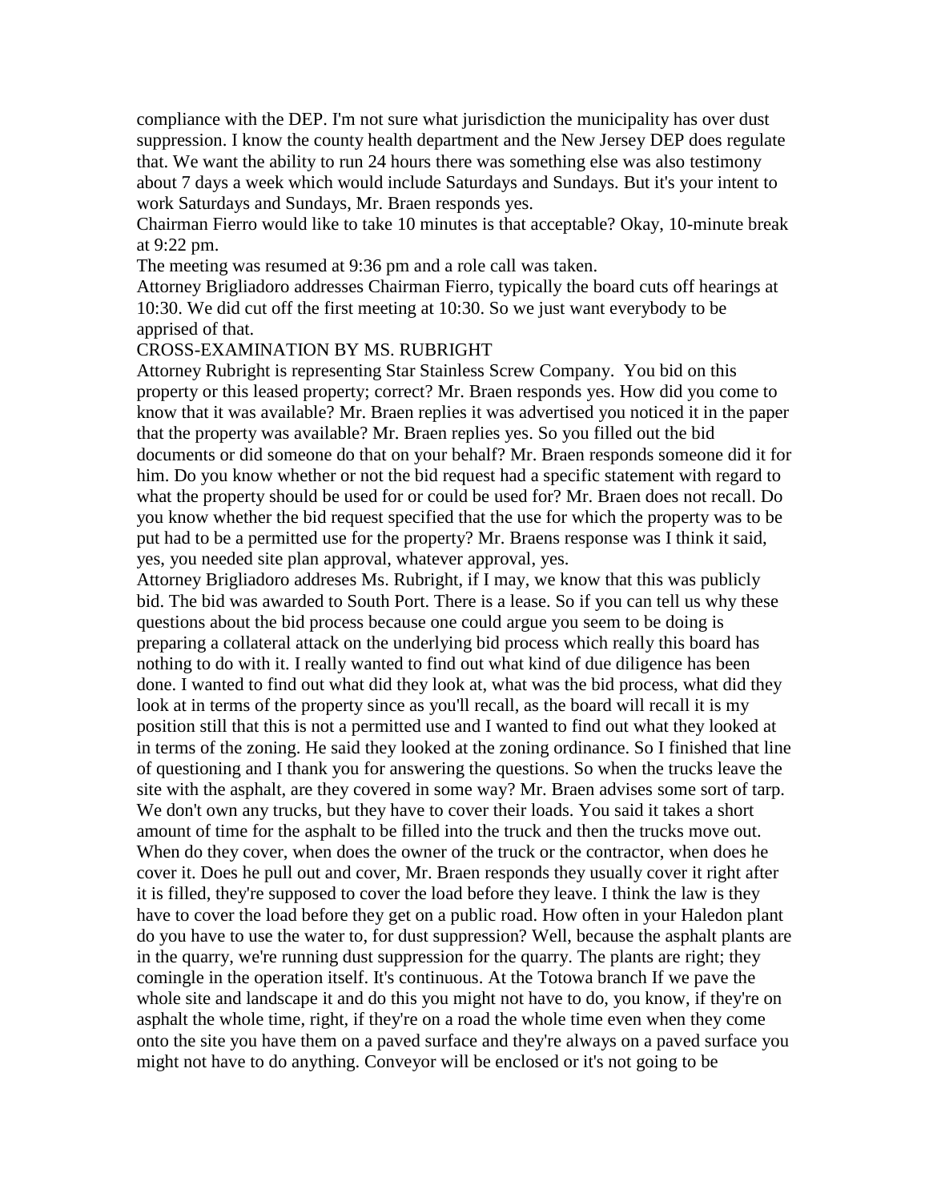compliance with the DEP. I'm not sure what jurisdiction the municipality has over dust suppression. I know the county health department and the New Jersey DEP does regulate that. We want the ability to run 24 hours there was something else was also testimony about 7 days a week which would include Saturdays and Sundays. But it's your intent to work Saturdays and Sundays, Mr. Braen responds yes.

Chairman Fierro would like to take 10 minutes is that acceptable? Okay, 10-minute break at 9:22 pm.

The meeting was resumed at 9:36 pm and a role call was taken.

Attorney Brigliadoro addresses Chairman Fierro, typically the board cuts off hearings at 10:30. We did cut off the first meeting at 10:30. So we just want everybody to be apprised of that.

CROSS-EXAMINATION BY MS. RUBRIGHT

Attorney Rubright is representing Star Stainless Screw Company. You bid on this property or this leased property; correct? Mr. Braen responds yes. How did you come to know that it was available? Mr. Braen replies it was advertised you noticed it in the paper that the property was available? Mr. Braen replies yes. So you filled out the bid documents or did someone do that on your behalf? Mr. Braen responds someone did it for him. Do you know whether or not the bid request had a specific statement with regard to what the property should be used for or could be used for? Mr. Braen does not recall. Do you know whether the bid request specified that the use for which the property was to be put had to be a permitted use for the property? Mr. Braens response was I think it said, yes, you needed site plan approval, whatever approval, yes.

Attorney Brigliadoro addreses Ms. Rubright, if I may, we know that this was publicly bid. The bid was awarded to South Port. There is a lease. So if you can tell us why these questions about the bid process because one could argue you seem to be doing is preparing a collateral attack on the underlying bid process which really this board has nothing to do with it. I really wanted to find out what kind of due diligence has been done. I wanted to find out what did they look at, what was the bid process, what did they look at in terms of the property since as you'll recall, as the board will recall it is my position still that this is not a permitted use and I wanted to find out what they looked at in terms of the zoning. He said they looked at the zoning ordinance. So I finished that line of questioning and I thank you for answering the questions. So when the trucks leave the site with the asphalt, are they covered in some way? Mr. Braen advises some sort of tarp. We don't own any trucks, but they have to cover their loads. You said it takes a short amount of time for the asphalt to be filled into the truck and then the trucks move out. When do they cover, when does the owner of the truck or the contractor, when does he cover it. Does he pull out and cover, Mr. Braen responds they usually cover it right after it is filled, they're supposed to cover the load before they leave. I think the law is they have to cover the load before they get on a public road. How often in your Haledon plant do you have to use the water to, for dust suppression? Well, because the asphalt plants are in the quarry, we're running dust suppression for the quarry. The plants are right; they comingle in the operation itself. It's continuous. At the Totowa branch If we pave the whole site and landscape it and do this you might not have to do, you know, if they're on asphalt the whole time, right, if they're on a road the whole time even when they come onto the site you have them on a paved surface and they're always on a paved surface you might not have to do anything. Conveyor will be enclosed or it's not going to be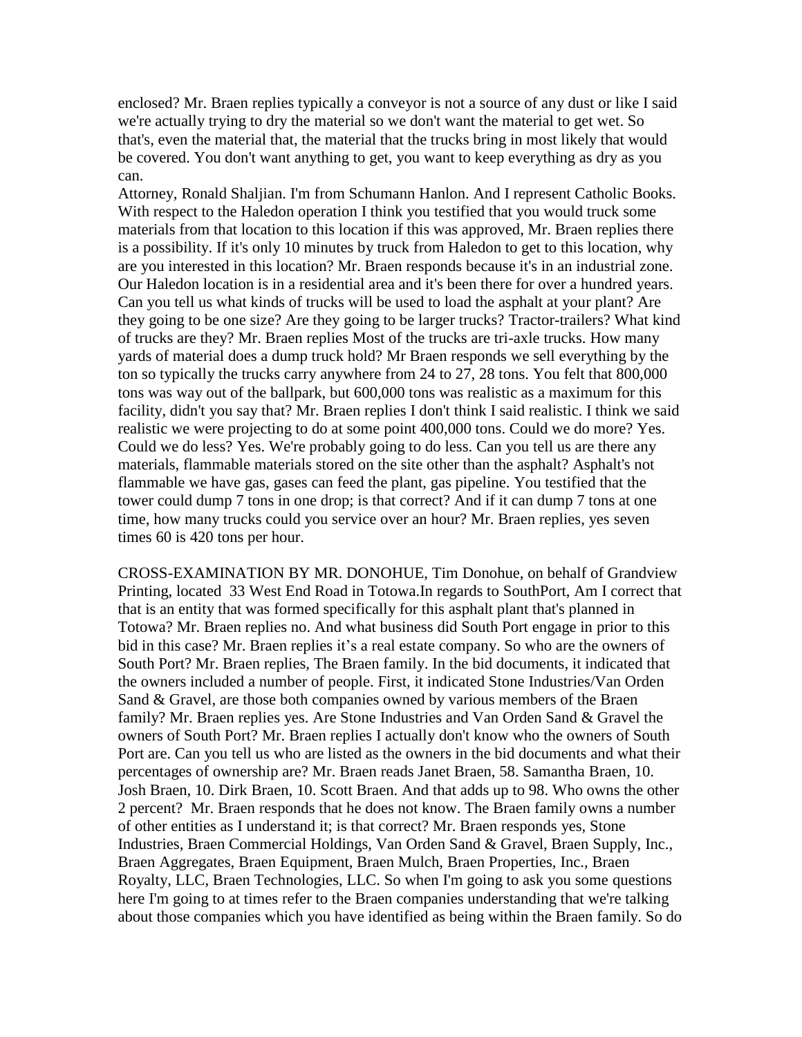enclosed? Mr. Braen replies typically a conveyor is not a source of any dust or like I said we're actually trying to dry the material so we don't want the material to get wet. So that's, even the material that, the material that the trucks bring in most likely that would be covered. You don't want anything to get, you want to keep everything as dry as you can.

Attorney, Ronald Shaljian. I'm from Schumann Hanlon. And I represent Catholic Books. With respect to the Haledon operation I think you testified that you would truck some materials from that location to this location if this was approved, Mr. Braen replies there is a possibility. If it's only 10 minutes by truck from Haledon to get to this location, why are you interested in this location? Mr. Braen responds because it's in an industrial zone. Our Haledon location is in a residential area and it's been there for over a hundred years. Can you tell us what kinds of trucks will be used to load the asphalt at your plant? Are they going to be one size? Are they going to be larger trucks? Tractor-trailers? What kind of trucks are they? Mr. Braen replies Most of the trucks are tri-axle trucks. How many yards of material does a dump truck hold? Mr Braen responds we sell everything by the ton so typically the trucks carry anywhere from 24 to 27, 28 tons. You felt that 800,000 tons was way out of the ballpark, but 600,000 tons was realistic as a maximum for this facility, didn't you say that? Mr. Braen replies I don't think I said realistic. I think we said realistic we were projecting to do at some point 400,000 tons. Could we do more? Yes. Could we do less? Yes. We're probably going to do less. Can you tell us are there any materials, flammable materials stored on the site other than the asphalt? Asphalt's not flammable we have gas, gases can feed the plant, gas pipeline. You testified that the tower could dump 7 tons in one drop; is that correct? And if it can dump 7 tons at one time, how many trucks could you service over an hour? Mr. Braen replies, yes seven times 60 is 420 tons per hour.

CROSS-EXAMINATION BY MR. DONOHUE, Tim Donohue, on behalf of Grandview Printing, located 33 West End Road in Totowa.In regards to SouthPort, Am I correct that that is an entity that was formed specifically for this asphalt plant that's planned in Totowa? Mr. Braen replies no. And what business did South Port engage in prior to this bid in this case? Mr. Braen replies it's a real estate company. So who are the owners of South Port? Mr. Braen replies, The Braen family. In the bid documents, it indicated that the owners included a number of people. First, it indicated Stone Industries/Van Orden Sand & Gravel, are those both companies owned by various members of the Braen family? Mr. Braen replies yes. Are Stone Industries and Van Orden Sand & Gravel the owners of South Port? Mr. Braen replies I actually don't know who the owners of South Port are. Can you tell us who are listed as the owners in the bid documents and what their percentages of ownership are? Mr. Braen reads Janet Braen, 58. Samantha Braen, 10. Josh Braen, 10. Dirk Braen, 10. Scott Braen. And that adds up to 98. Who owns the other 2 percent? Mr. Braen responds that he does not know. The Braen family owns a number of other entities as I understand it; is that correct? Mr. Braen responds yes, Stone Industries, Braen Commercial Holdings, Van Orden Sand & Gravel, Braen Supply, Inc., Braen Aggregates, Braen Equipment, Braen Mulch, Braen Properties, Inc., Braen Royalty, LLC, Braen Technologies, LLC. So when I'm going to ask you some questions here I'm going to at times refer to the Braen companies understanding that we're talking about those companies which you have identified as being within the Braen family. So do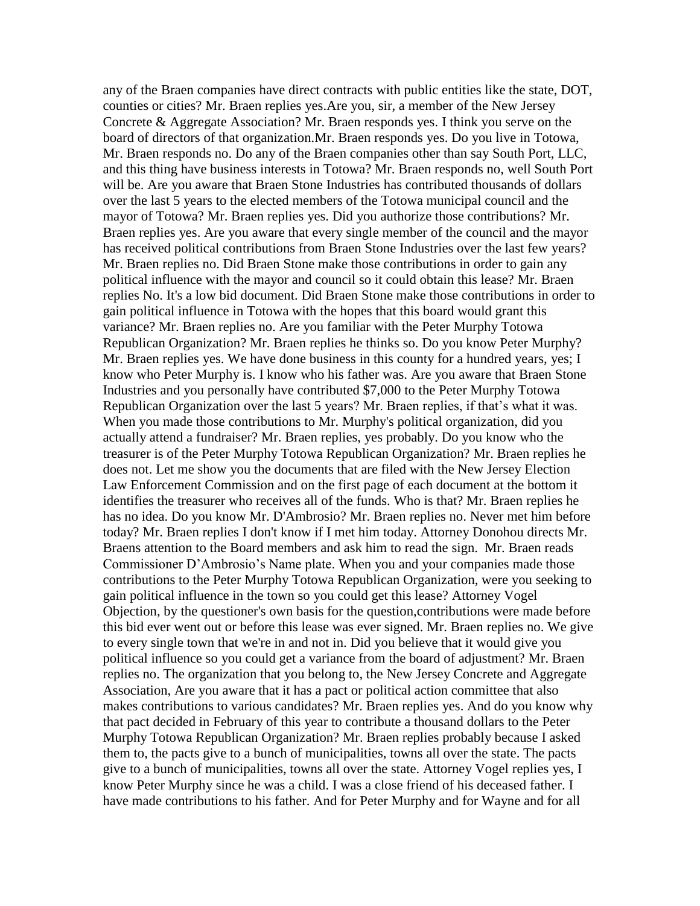any of the Braen companies have direct contracts with public entities like the state, DOT, counties or cities? Mr. Braen replies yes.Are you, sir, a member of the New Jersey Concrete & Aggregate Association? Mr. Braen responds yes. I think you serve on the board of directors of that organization.Mr. Braen responds yes. Do you live in Totowa, Mr. Braen responds no. Do any of the Braen companies other than say South Port, LLC, and this thing have business interests in Totowa? Mr. Braen responds no, well South Port will be. Are you aware that Braen Stone Industries has contributed thousands of dollars over the last 5 years to the elected members of the Totowa municipal council and the mayor of Totowa? Mr. Braen replies yes. Did you authorize those contributions? Mr. Braen replies yes. Are you aware that every single member of the council and the mayor has received political contributions from Braen Stone Industries over the last few years? Mr. Braen replies no. Did Braen Stone make those contributions in order to gain any political influence with the mayor and council so it could obtain this lease? Mr. Braen replies No. It's a low bid document. Did Braen Stone make those contributions in order to gain political influence in Totowa with the hopes that this board would grant this variance? Mr. Braen replies no. Are you familiar with the Peter Murphy Totowa Republican Organization? Mr. Braen replies he thinks so. Do you know Peter Murphy? Mr. Braen replies yes. We have done business in this county for a hundred years, yes; I know who Peter Murphy is. I know who his father was. Are you aware that Braen Stone Industries and you personally have contributed $7,000 to the Peter Murphy Totowa Republican Organization over the last 5 years? Mr. Braen replies, if that's what it was. When you made those contributions to Mr. Murphy's political organization, did you actually attend a fundraiser? Mr. Braen replies, yes probably. Do you know who the treasurer is of the Peter Murphy Totowa Republican Organization? Mr. Braen replies he does not. Let me show you the documents that are filed with the New Jersey Election Law Enforcement Commission and on the first page of each document at the bottom it identifies the treasurer who receives all of the funds. Who is that? Mr. Braen replies he has no idea. Do you know Mr. D'Ambrosio? Mr. Braen replies no. Never met him before today? Mr. Braen replies I don't know if I met him today. Attorney Donohou directs Mr. Braens attention to the Board members and ask him to read the sign. Mr. Braen reads Commissioner D'Ambrosio's Name plate. When you and your companies made those contributions to the Peter Murphy Totowa Republican Organization, were you seeking to gain political influence in the town so you could get this lease? Attorney Vogel Objection, by the questioner's own basis for the question,contributions were made before this bid ever went out or before this lease was ever signed. Mr. Braen replies no. We give to every single town that we're in and not in. Did you believe that it would give you political influence so you could get a variance from the board of adjustment? Mr. Braen replies no. The organization that you belong to, the New Jersey Concrete and Aggregate Association, Are you aware that it has a pact or political action committee that also makes contributions to various candidates? Mr. Braen replies yes. And do you know why that pact decided in February of this year to contribute a thousand dollars to the Peter Murphy Totowa Republican Organization? Mr. Braen replies probably because I asked them to, the pacts give to a bunch of municipalities, towns all over the state. The pacts give to a bunch of municipalities, towns all over the state. Attorney Vogel replies yes, I know Peter Murphy since he was a child. I was a close friend of his deceased father. I have made contributions to his father. And for Peter Murphy and for Wayne and for all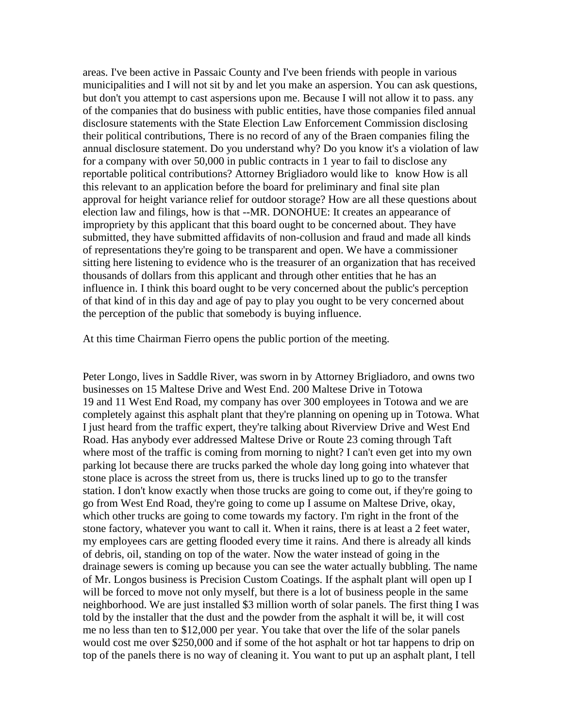areas. I've been active in Passaic County and I've been friends with people in various municipalities and I will not sit by and let you make an aspersion. You can ask questions, but don't you attempt to cast aspersions upon me. Because I will not allow it to pass. any of the companies that do business with public entities, have those companies filed annual disclosure statements with the State Election Law Enforcement Commission disclosing their political contributions, There is no record of any of the Braen companies filing the annual disclosure statement. Do you understand why? Do you know it's a violation of law for a company with over 50,000 in public contracts in 1 year to fail to disclose any reportable political contributions? Attorney Brigliadoro would like to know How is all this relevant to an application before the board for preliminary and final site plan approval for height variance relief for outdoor storage? How are all these questions about election law and filings, how is that --MR. DONOHUE: It creates an appearance of impropriety by this applicant that this board ought to be concerned about. They have submitted, they have submitted affidavits of non-collusion and fraud and made all kinds of representations they're going to be transparent and open. We have a commissioner sitting here listening to evidence who is the treasurer of an organization that has received thousands of dollars from this applicant and through other entities that he has an influence in. I think this board ought to be very concerned about the public's perception of that kind of in this day and age of pay to play you ought to be very concerned about the perception of the public that somebody is buying influence.

At this time Chairman Fierro opens the public portion of the meeting.

Peter Longo, lives in Saddle River, was sworn in by Attorney Brigliadoro, and owns two businesses on 15 Maltese Drive and West End. 200 Maltese Drive in Totowa 19 and 11 West End Road, my company has over 300 employees in Totowa and we are completely against this asphalt plant that they're planning on opening up in Totowa. What I just heard from the traffic expert, they're talking about Riverview Drive and West End Road. Has anybody ever addressed Maltese Drive or Route 23 coming through Taft where most of the traffic is coming from morning to night? I can't even get into my own parking lot because there are trucks parked the whole day long going into whatever that stone place is across the street from us, there is trucks lined up to go to the transfer station. I don't know exactly when those trucks are going to come out, if they're going to go from West End Road, they're going to come up I assume on Maltese Drive, okay, which other trucks are going to come towards my factory. I'm right in the front of the stone factory, whatever you want to call it. When it rains, there is at least a 2 feet water, my employees cars are getting flooded every time it rains. And there is already all kinds of debris, oil, standing on top of the water. Now the water instead of going in the drainage sewers is coming up because you can see the water actually bubbling. The name of Mr. Longos business is Precision Custom Coatings. If the asphalt plant will open up I will be forced to move not only myself, but there is a lot of business people in the same neighborhood. We are just installed $3 million worth of solar panels. The first thing I was told by the installer that the dust and the powder from the asphalt it will be, it will cost me no less than ten to $12,000 per year. You take that over the life of the solar panels would cost me over $250,000 and if some of the hot asphalt or hot tar happens to drip on top of the panels there is no way of cleaning it. You want to put up an asphalt plant, I tell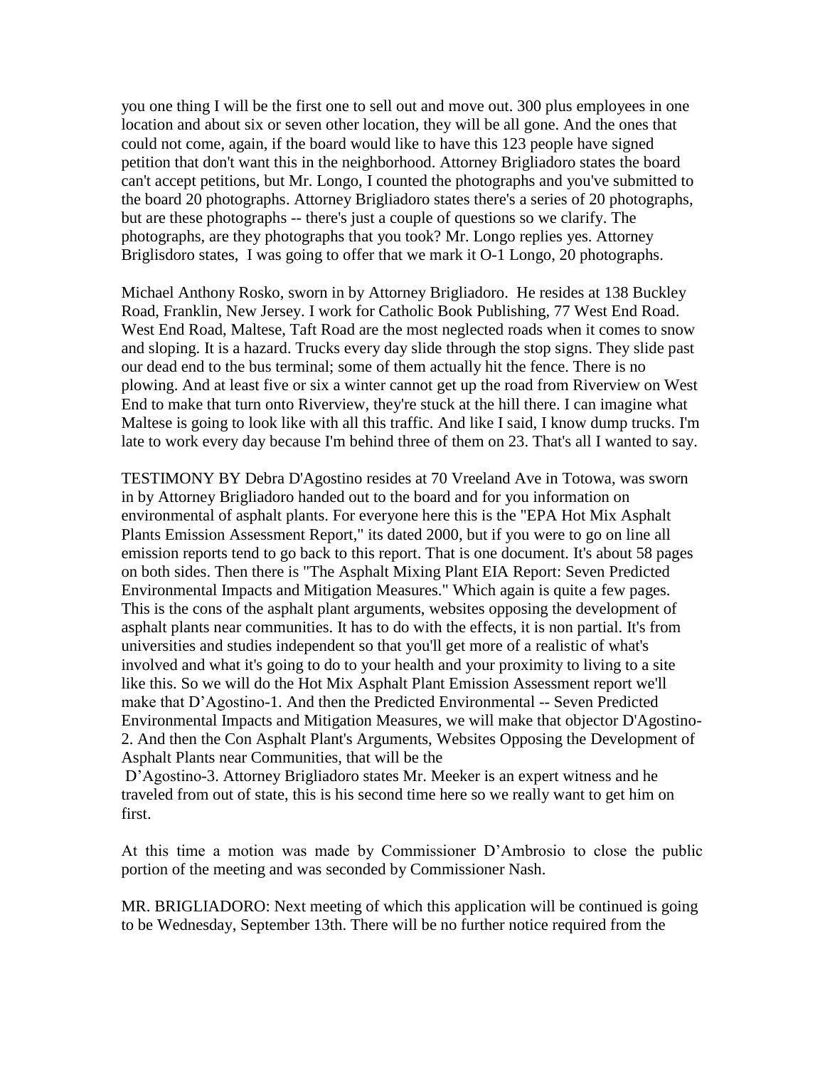you one thing I will be the first one to sell out and move out. 300 plus employees in one location and about six or seven other location, they will be all gone. And the ones that could not come, again, if the board would like to have this 123 people have signed petition that don't want this in the neighborhood. Attorney Brigliadoro states the board can't accept petitions, but Mr. Longo, I counted the photographs and you've submitted to the board 20 photographs. Attorney Brigliadoro states there's a series of 20 photographs, but are these photographs -- there's just a couple of questions so we clarify. The photographs, are they photographs that you took? Mr. Longo replies yes. Attorney Briglisdoro states, I was going to offer that we mark it O-1 Longo, 20 photographs.

Michael Anthony Rosko, sworn in by Attorney Brigliadoro. He resides at 138 Buckley Road, Franklin, New Jersey. I work for Catholic Book Publishing, 77 West End Road. West End Road, Maltese, Taft Road are the most neglected roads when it comes to snow and sloping. It is a hazard. Trucks every day slide through the stop signs. They slide past our dead end to the bus terminal; some of them actually hit the fence. There is no plowing. And at least five or six a winter cannot get up the road from Riverview on West End to make that turn onto Riverview, they're stuck at the hill there. I can imagine what Maltese is going to look like with all this traffic. And like I said, I know dump trucks. I'm late to work every day because I'm behind three of them on 23. That's all I wanted to say.

TESTIMONY BY Debra D'Agostino resides at 70 Vreeland Ave in Totowa, was sworn in by Attorney Brigliadoro handed out to the board and for you information on environmental of asphalt plants. For everyone here this is the "EPA Hot Mix Asphalt Plants Emission Assessment Report," its dated 2000, but if you were to go on line all emission reports tend to go back to this report. That is one document. It's about 58 pages on both sides. Then there is "The Asphalt Mixing Plant EIA Report: Seven Predicted Environmental Impacts and Mitigation Measures." Which again is quite a few pages. This is the cons of the asphalt plant arguments, websites opposing the development of asphalt plants near communities. It has to do with the effects, it is non partial. It's from universities and studies independent so that you'll get more of a realistic of what's involved and what it's going to do to your health and your proximity to living to a site like this. So we will do the Hot Mix Asphalt Plant Emission Assessment report we'll make that D'Agostino-1. And then the Predicted Environmental -- Seven Predicted Environmental Impacts and Mitigation Measures, we will make that objector D'Agostino-2. And then the Con Asphalt Plant's Arguments, Websites Opposing the Development of Asphalt Plants near Communities, that will be the D'Agostino-3. Attorney Brigliadoro states Mr. Meeker is an expert witness and he traveled from out of state, this is his second time here so we really want to get him on first.

At this time a motion was made by Commissioner D'Ambrosio to close the public portion of the meeting and was seconded by Commissioner Nash.

MR. BRIGLIADORO: Next meeting of which this application will be continued is going to be Wednesday, September 13th. There will be no further notice required from the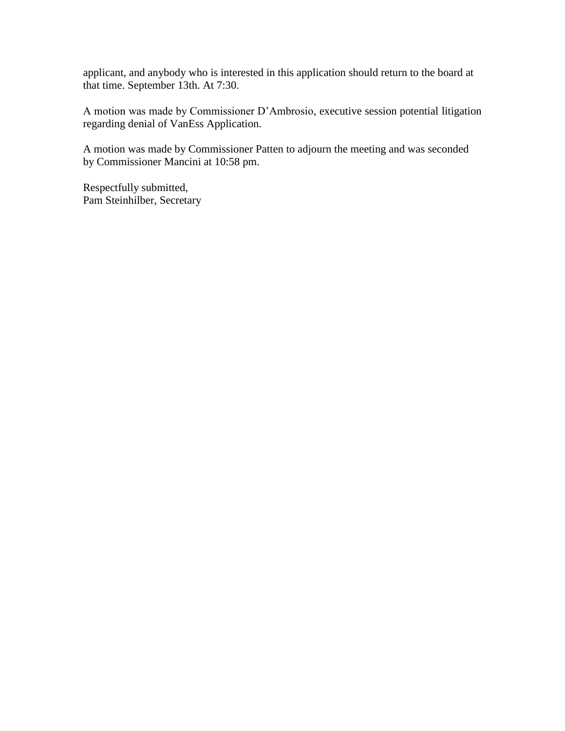applicant, and anybody who is interested in this application should return to the board at that time. September 13th. At 7:30.

A motion was made by Commissioner D'Ambrosio, executive session potential litigation regarding denial of VanEss Application.

A motion was made by Commissioner Patten to adjourn the meeting and was seconded by Commissioner Mancini at 10:58 pm.

Respectfully submitted,
Pam Steinhilber, Secretary